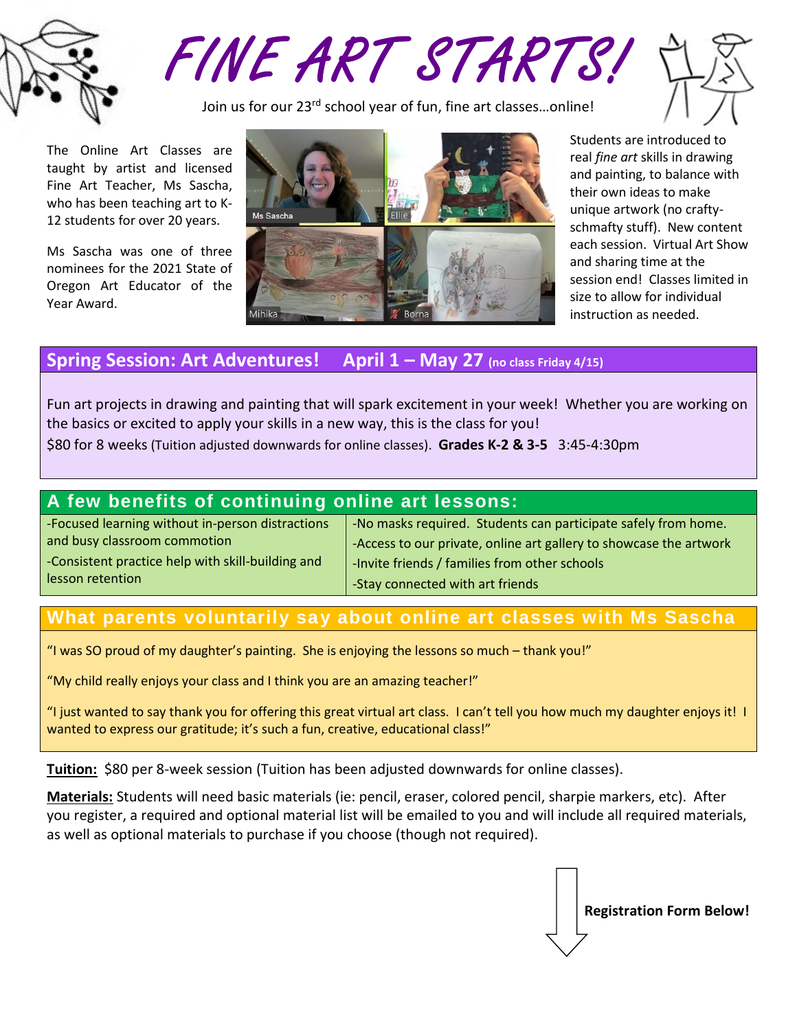# FINE ART STARTS!

Join us for our 23rd school year of fun, fine art classes…online!

The Online Art Classes are taught by artist and licensed Fine Art Teacher, Ms Sascha, who has been teaching art to K-12 students for over 20 years.

Ms Sascha was one of three nominees for the 2021 State of Oregon Art Educator of the Year Award.

Ms Sascha Ellie Mihika Borna

Students are introduced to real *fine art* skills in drawing and painting, to balance with their own ideas to make unique artwork (no crafty-schmafty stuff). New content each session. Virtual Art Show and sharing time at the session end! Classes limited in size to allow for individual instruction as needed.

## Spring Session: Art Adventures! April 1 – May 27 (no class Friday 4/15)

Fun art projects in drawing and painting that will spark excitement in your week! Whether you are working on the basics or excited to apply your skills in a new way, this is the class for you!

$80 for 8 weeks (Tuition adjusted downwards for online classes). **Grades K-2 & 3-5** 3:45-4:30pm

## A few benefits of continuing online art lessons:

- Focused learning without in-person distractions and busy classroom commotion
- Consistent practice help with skill-building and lesson retention
- No masks required. Students can participate safely from home.
- Access to our private, online art gallery to showcase the artwork
- Invite friends / families from other schools
- Stay connected with art friends

## What parents voluntarily say about online art classes with Ms Sascha

"I was SO proud of my daughter's painting. She is enjoying the lessons so much – thank you!"

"My child really enjoys your class and I think you are an amazing teacher!"

"I just wanted to say thank you for offering this great virtual art class. I can't tell you how much my daughter enjoys it! I wanted to express our gratitude; it's such a fun, creative, educational class!"

**Tuition:** $80 per 8-week session (Tuition has been adjusted downwards for online classes).

**Materials:** Students will need basic materials (ie: pencil, eraser, colored pencil, sharpie markers, etc). After you register, a required and optional material list will be emailed to you and will include all required materials, as well as optional materials to purchase if you choose (though not required).

**Registration Form Below!**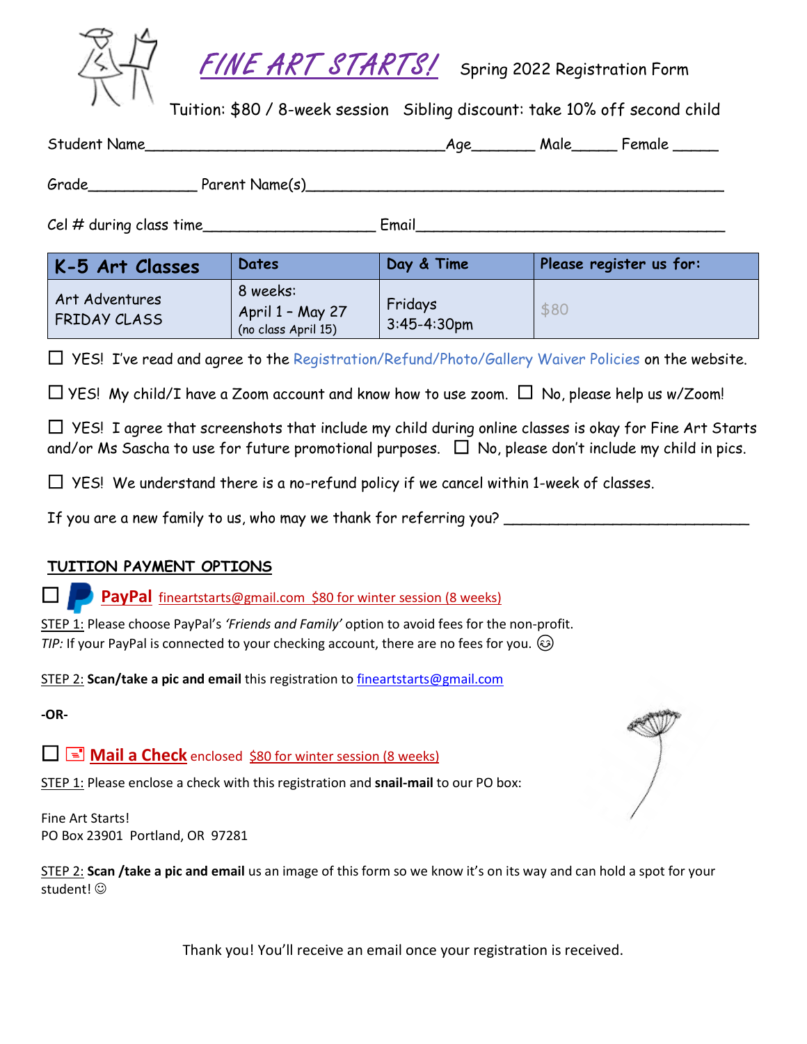# FINE ART STARTS! Spring 2022 Registration Form

Tuition: $80 / 8-week session Sibling discount: take 10% off second child

Student Name_________________________________Age_______ Male_____ Female _____

Grade____________ Parent Name(s)______________________________________________

Cel # during class time___________________ Email___________________________________

| K-5 Art Classes | Dates | Day & Time | Please register us for: |
|---|---|---|---|
| Art Adventures FRIDAY CLASS | 8 weeks: April 1 – May 27 (no class April 15) | Fridays 3:45-4:30pm | $80 |

☐ YES! I've read and agree to the Registration/Refund/Photo/Gallery Waiver Policies on the website.

☐ YES! My child/I have a Zoom account and know how to use zoom. ☐ No, please help us w/Zoom!

☐ YES! I agree that screenshots that include my child during online classes is okay for Fine Art Starts and/or Ms Sascha to use for future promotional purposes. ☐ No, please don't include my child in pics.

☐ YES! We understand there is a no-refund policy if we cancel within 1-week of classes.

If you are a new family to us, who may we thank for referring you? ___________________________

## TUITION PAYMENT OPTIONS

☐ **PayPal** fineartstarts@gmail.com $80 for winter session (8 weeks)

STEP 1: Please choose PayPal's *'Friends and Family'* option to avoid fees for the non-profit.
*TIP:* If your PayPal is connected to your checking account, there are no fees for you. 😉

STEP 2: **Scan/take a pic and email** this registration to fineartstarts@gmail.com

**-OR-**

☐ **Mail a Check** enclosed $80 for winter session (8 weeks)

STEP 1: Please enclose a check with this registration and **snail-mail** to our PO box:

Fine Art Starts!
PO Box 23901 Portland, OR 97281

STEP 2: **Scan /take a pic and email** us an image of this form so we know it's on its way and can hold a spot for your student! ☺

Thank you! You'll receive an email once your registration is received.